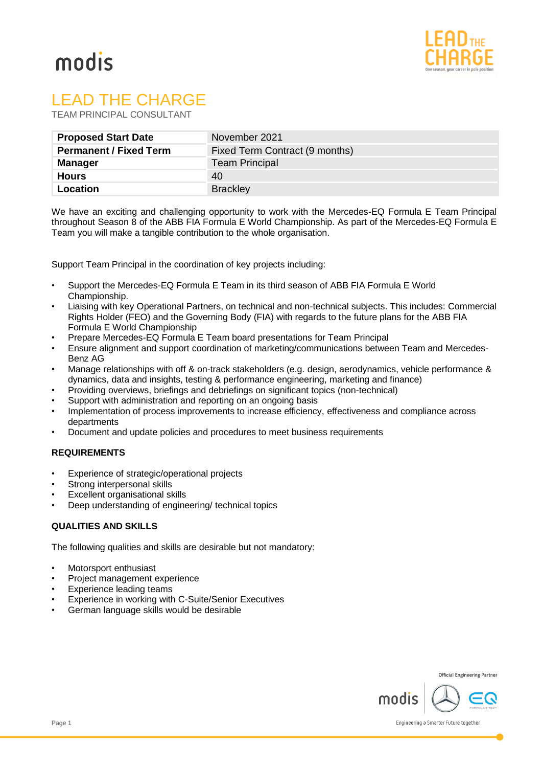# LEAD THE CHARGE

TEAM PRINCIPAL CONSULTANT

| **Proposed Start Date** | November 2021 |
|---|---|
| **Permanent / Fixed Term** | Fixed Term Contract (9 months) |
| **Manager** | Team Principal |
| **Hours** | 40 |
| **Location** | Brackley |

We have an exciting and challenging opportunity to work with the Mercedes-EQ Formula E Team Principal throughout Season 8 of the ABB FIA Formula E World Championship. As part of the Mercedes-EQ Formula E Team you will make a tangible contribution to the whole organisation.

Support Team Principal in the coordination of key projects including:

- Support the Mercedes-EQ Formula E Team in its third season of ABB FIA Formula E World Championship.
- Liaising with key Operational Partners, on technical and non-technical subjects. This includes: Commercial Rights Holder (FEO) and the Governing Body (FIA) with regards to the future plans for the ABB FIA Formula E World Championship
- Prepare Mercedes-EQ Formula E Team board presentations for Team Principal
- Ensure alignment and support coordination of marketing/communications between Team and Mercedes-Benz AG
- Manage relationships with off & on-track stakeholders (e.g. design, aerodynamics, vehicle performance & dynamics, data and insights, testing & performance engineering, marketing and finance)
- Providing overviews, briefings and debriefings on significant topics (non-technical)
- Support with administration and reporting on an ongoing basis
- Implementation of process improvements to increase efficiency, effectiveness and compliance across departments
- Document and update policies and procedures to meet business requirements

### REQUIREMENTS

- Experience of strategic/operational projects
- Strong interpersonal skills
- Excellent organisational skills
- Deep understanding of engineering/ technical topics

### QUALITIES AND SKILLS

The following qualities and skills are desirable but not mandatory:

- Motorsport enthusiast
- Project management experience
- Experience leading teams
- Experience in working with C-Suite/Senior Executives
- German language skills would be desirable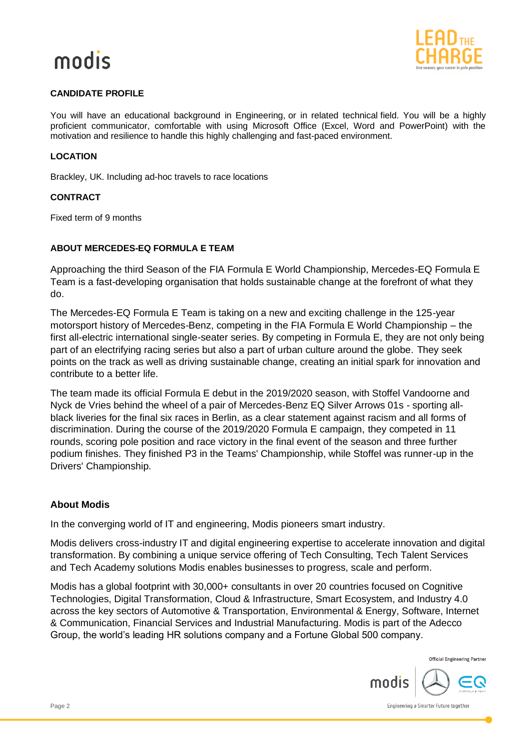## CANDIDATE PROFILE

You will have an educational background in Engineering, or in related technical field. You will be a highly proficient communicator, comfortable with using Microsoft Office (Excel, Word and PowerPoint) with the motivation and resilience to handle this highly challenging and fast-paced environment.

## LOCATION

Brackley, UK. Including ad-hoc travels to race locations

## CONTRACT

Fixed term of 9 months

## ABOUT MERCEDES-EQ FORMULA E TEAM

Approaching the third Season of the FIA Formula E World Championship, Mercedes-EQ Formula E Team is a fast-developing organisation that holds sustainable change at the forefront of what they do.

The Mercedes-EQ Formula E Team is taking on a new and exciting challenge in the 125-year motorsport history of Mercedes-Benz, competing in the FIA Formula E World Championship – the first all-electric international single-seater series. By competing in Formula E, they are not only being part of an electrifying racing series but also a part of urban culture around the globe. They seek points on the track as well as driving sustainable change, creating an initial spark for innovation and contribute to a better life.

The team made its official Formula E debut in the 2019/2020 season, with Stoffel Vandoorne and Nyck de Vries behind the wheel of a pair of Mercedes-Benz EQ Silver Arrows 01s - sporting all-black liveries for the final six races in Berlin, as a clear statement against racism and all forms of discrimination. During the course of the 2019/2020 Formula E campaign, they competed in 11 rounds, scoring pole position and race victory in the final event of the season and three further podium finishes. They finished P3 in the Teams' Championship, while Stoffel was runner-up in the Drivers' Championship.

## About Modis

In the converging world of IT and engineering, Modis pioneers smart industry.

Modis delivers cross-industry IT and digital engineering expertise to accelerate innovation and digital transformation. By combining a unique service offering of Tech Consulting, Tech Talent Services and Tech Academy solutions Modis enables businesses to progress, scale and perform.

Modis has a global footprint with 30,000+ consultants in over 20 countries focused on Cognitive Technologies, Digital Transformation, Cloud & Infrastructure, Smart Ecosystem, and Industry 4.0 across the key sectors of Automotive & Transportation, Environmental & Energy, Software, Internet & Communication, Financial Services and Industrial Manufacturing. Modis is part of the Adecco Group, the world's leading HR solutions company and a Fortune Global 500 company.